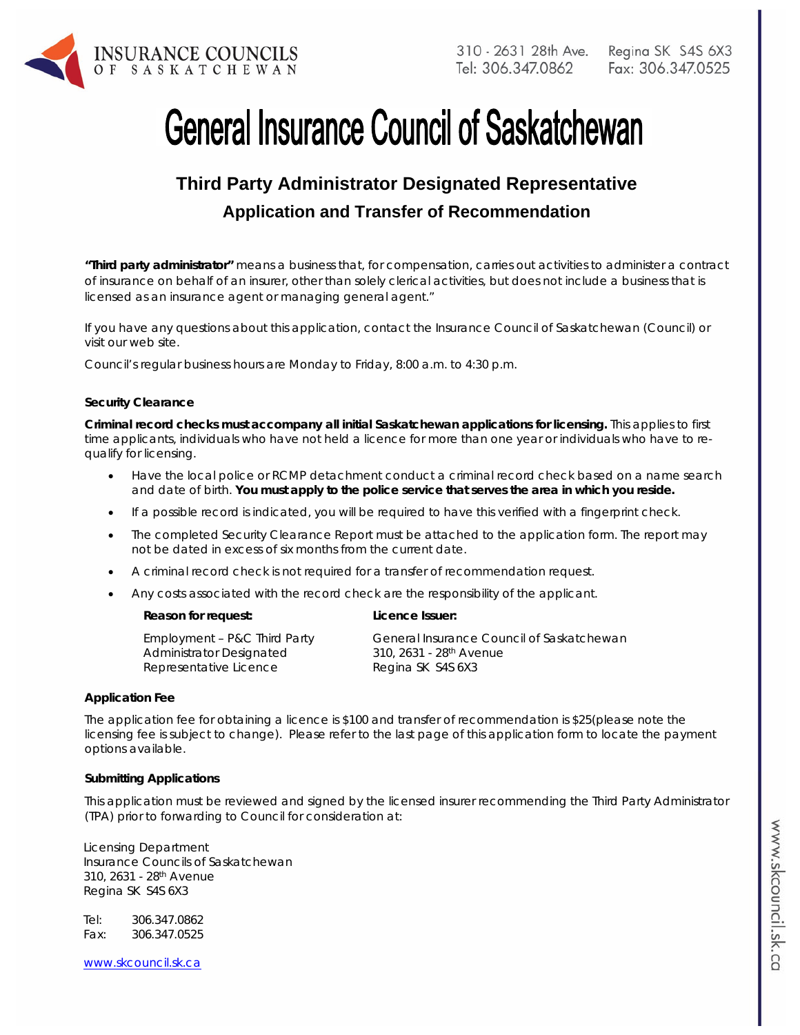INSURANCE COUNCILS OF SASKATCHEWAN

310 - 2631 28th Ave. Regina SK S4S 6X3
Tel: 306.347.0862 Fax: 306.347.0525

# General Insurance Council of Saskatchewan

## Third Party Administrator Designated Representative

## Application and Transfer of Recommendation

**"Third party administrator"** means a business that, for compensation, carries out activities to administer a contract of insurance on behalf of an insurer, other than solely clerical activities, but does not include a business that is licensed as an insurance agent or managing general agent."

If you have any questions about this application, contact the Insurance Council of Saskatchewan (Council) or visit our web site.

Council's regular business hours are Monday to Friday, 8:00 a.m. to 4:30 p.m.

**Security Clearance**

**Criminal record checks must accompany all initial Saskatchewan applications for licensing.** This applies to first time applicants, individuals who have not held a licence for more than one year or individuals who have to re-qualify for licensing.

- Have the local police or RCMP detachment conduct a criminal record check based on a name search and date of birth. **You must apply to the police service that serves the area in which you reside.**
- If a possible record is indicated, you will be required to have this verified with a fingerprint check.
- The completed Security Clearance Report must be attached to the application form. The report may not be dated in excess of six months from the current date.
- A criminal record check is not required for a transfer of recommendation request.
- Any costs associated with the record check are the responsibility of the applicant.

| **Reason for request:** | **Licence Issuer:** |
|---|---|
| Employment – P&C Third Party Administrator Designated Representative Licence | General Insurance Council of Saskatchewan<br>310, 2631 - 28th Avenue<br>Regina SK S4S 6X3 |

**Application Fee**

The application fee for obtaining a licence is $100 and transfer of recommendation is $25(please note the licensing fee is subject to change). Please refer to the last page of this application form to locate the payment options available.

**Submitting Applications**

This application must be reviewed and signed by the licensed insurer recommending the Third Party Administrator (TPA) prior to forwarding to Council for consideration at:

Licensing Department
Insurance Councils of Saskatchewan
310, 2631 - 28th Avenue
Regina SK S4S 6X3

Tel: 306.347.0862
Fax: 306.347.0525

www.skcouncil.sk.ca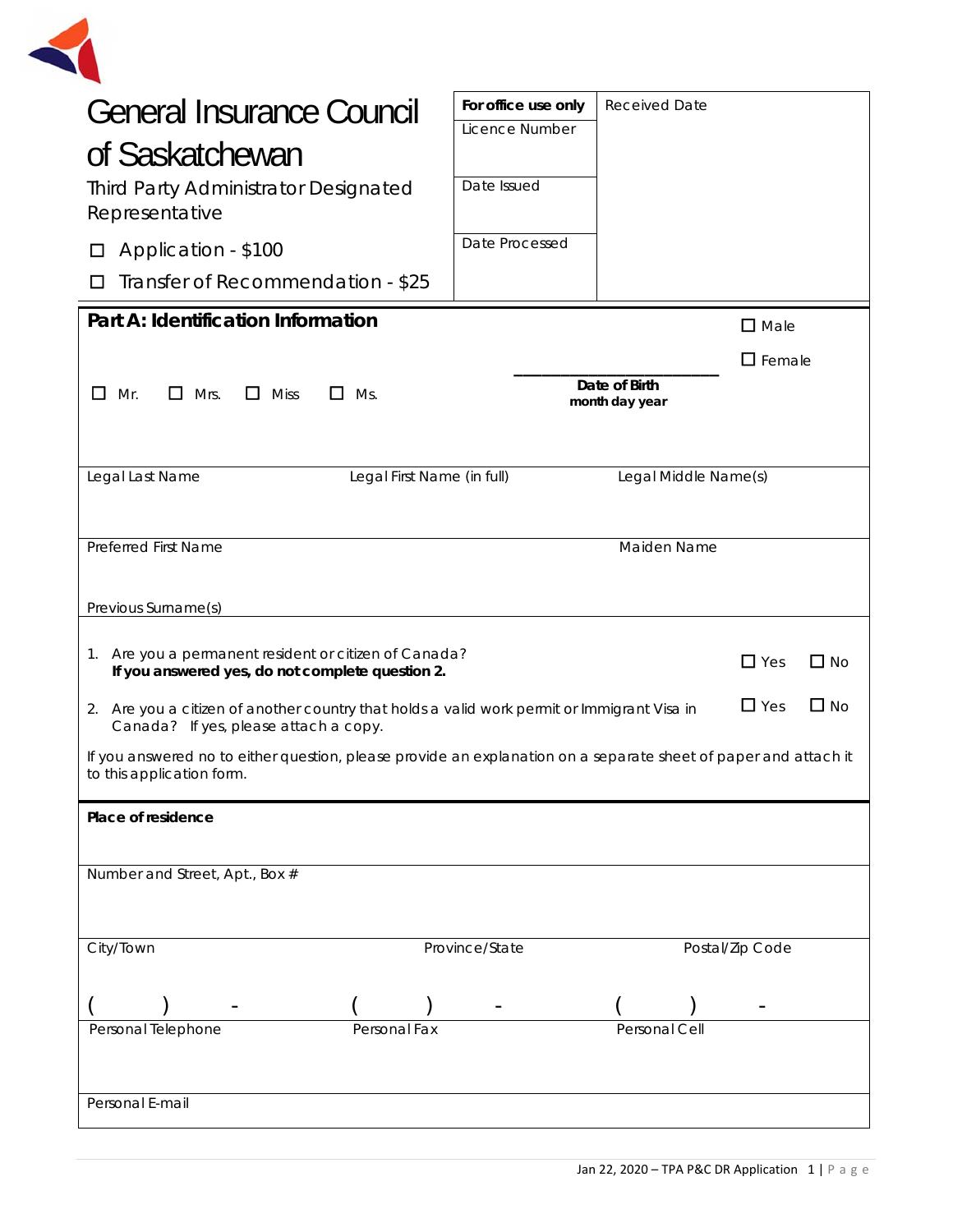# General Insurance Council of Saskatchewan

Third Party Administrator Designated Representative

☐ Application - $100

☐ Transfer of Recommendation - $25

| For office use only | Received Date |
|---|---|
| Licence Number | |
| Date Issued | |
| Date Processed | |

## Part A: Identification Information

☐ Mr. ☐ Mrs. ☐ Miss ☐ Ms.

______________________
**Date of Birth**
**month day year**

☐ Male
☐ Female

| Legal Last Name | Legal First Name (in full) | Legal Middle Name(s) |
|---|---|---|
| | | |

| Preferred First Name | Maiden Name |
|---|---|
| | |

Previous Surname(s)

1. Are you a permanent resident or citizen of Canada? ☐ Yes ☐ No
   **If you answered yes, do not complete question 2.**

2. Are you a citizen of another country that holds a valid work permit or Immigrant Visa in Canada? If yes, please attach a copy. ☐ Yes ☐ No

If you answered no to either question, please provide an explanation on a separate sheet of paper and attach it to this application form.

**Place of residence**

Number and Street, Apt., Box #

| City/Town | Province/State | Postal/Zip Code |
|---|---|---|
| | | |

| (    )    - | (    )    - | (    )    - |
|---|---|---|
| Personal Telephone | Personal Fax | Personal Cell |

Personal E-mail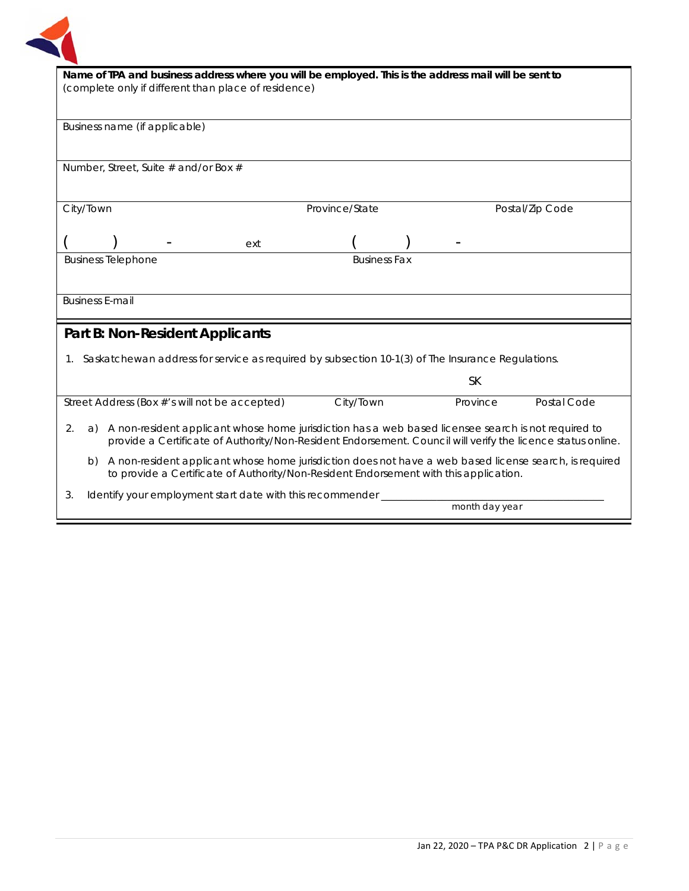**Name of TPA and business address where you will be employed. This is the address mail will be sent to**
(complete only if different than place of residence)

Business name (if applicable)

Number, Street, Suite # and/or Box #

| City/Town | Province/State | Postal/Zip Code |
|---|---|---|
| | | |

| ( ) - ext | ( ) - |
|---|---|
| Business Telephone | Business Fax |

Business E-mail

## Part B: Non-Resident Applicants

1. Saskatchewan address for service as required by subsection 10-1(3) of The Insurance Regulations.

| | | SK | |
|---|---|---|---|
| Street Address (Box #'s will not be accepted) | City/Town | Province | Postal Code |

2. a) A non-resident applicant whose home jurisdiction has a web based licensee search is not required to provide a Certificate of Authority/Non-Resident Endorsement. Council will verify the licence status online.

   b) A non-resident applicant whose home jurisdiction does not have a web based license search, is required to provide a Certificate of Authority/Non-Resident Endorsement with this application.

3. Identify your employment start date with this recommender ______________________________
   month day year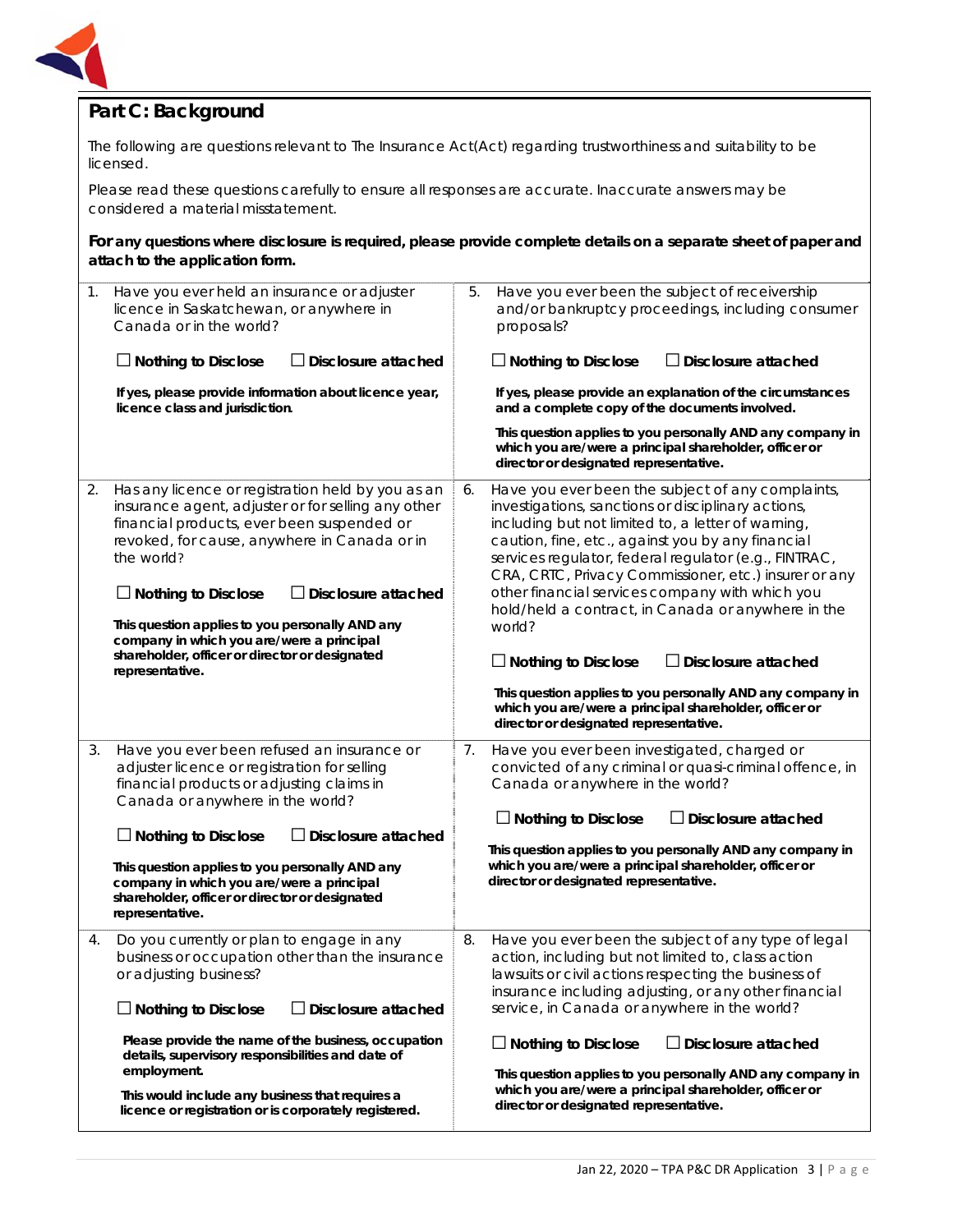## Part C: Background

The following are questions relevant to The Insurance Act(Act) regarding trustworthiness and suitability to be licensed.

Please read these questions carefully to ensure all responses are accurate. Inaccurate answers may be considered a material misstatement.

**For any questions where disclosure is required, please provide complete details on a separate sheet of paper and attach to the application form.**

1. Have you ever held an insurance or adjuster licence in Saskatchewan, or anywhere in Canada or in the world?

   ☐ **Nothing to Disclose** ☐ **Disclosure attached**

   **If yes, please provide information about licence year, licence class and jurisdiction.**

2. Has any licence or registration held by you as an insurance agent, adjuster or for selling any other financial products, ever been suspended or revoked, for cause, anywhere in Canada or in the world?

   ☐ **Nothing to Disclose** ☐ **Disclosure attached**

   **This question applies to you personally AND any company in which you are/were a principal shareholder, officer or director or designated representative.**

3. Have you ever been refused an insurance or adjuster licence or registration for selling financial products or adjusting claims in Canada or anywhere in the world?

   ☐ **Nothing to Disclose** ☐ **Disclosure attached**

   **This question applies to you personally AND any company in which you are/were a principal shareholder, officer or director or designated representative.**

4. Do you currently or plan to engage in any business or occupation other than the insurance or adjusting business?

   ☐ **Nothing to Disclose** ☐ **Disclosure attached**

   **Please provide the name of the business, occupation details, supervisory responsibilities and date of employment.**

   **This would include any business that requires a licence or registration or is corporately registered.**

5. Have you ever been the subject of receivership and/or bankruptcy proceedings, including consumer proposals?

   ☐ **Nothing to Disclose** ☐ **Disclosure attached**

   **If yes, please provide an explanation of the circumstances and a complete copy of the documents involved.**

   **This question applies to you personally AND any company in which you are/were a principal shareholder, officer or director or designated representative.**

6. Have you ever been the subject of any complaints, investigations, sanctions or disciplinary actions, including but not limited to, a letter of warning, caution, fine, etc., against you by any financial services regulator, federal regulator (e.g., FINTRAC, CRA, CRTC, Privacy Commissioner, etc.) insurer or any other financial services company with which you hold/held a contract, in Canada or anywhere in the world?

   ☐ **Nothing to Disclose** ☐ **Disclosure attached**

   **This question applies to you personally AND any company in which you are/were a principal shareholder, officer or director or designated representative.**

7. Have you ever been investigated, charged or convicted of any criminal or quasi-criminal offence, in Canada or anywhere in the world?

   ☐ **Nothing to Disclose** ☐ **Disclosure attached**

   **This question applies to you personally AND any company in which you are/were a principal shareholder, officer or director or designated representative.**

8. Have you ever been the subject of any type of legal action, including but not limited to, class action lawsuits or civil actions respecting the business of insurance including adjusting, or any other financial service, in Canada or anywhere in the world?

   ☐ **Nothing to Disclose** ☐ **Disclosure attached**

   **This question applies to you personally AND any company in which you are/were a principal shareholder, officer or director or designated representative.**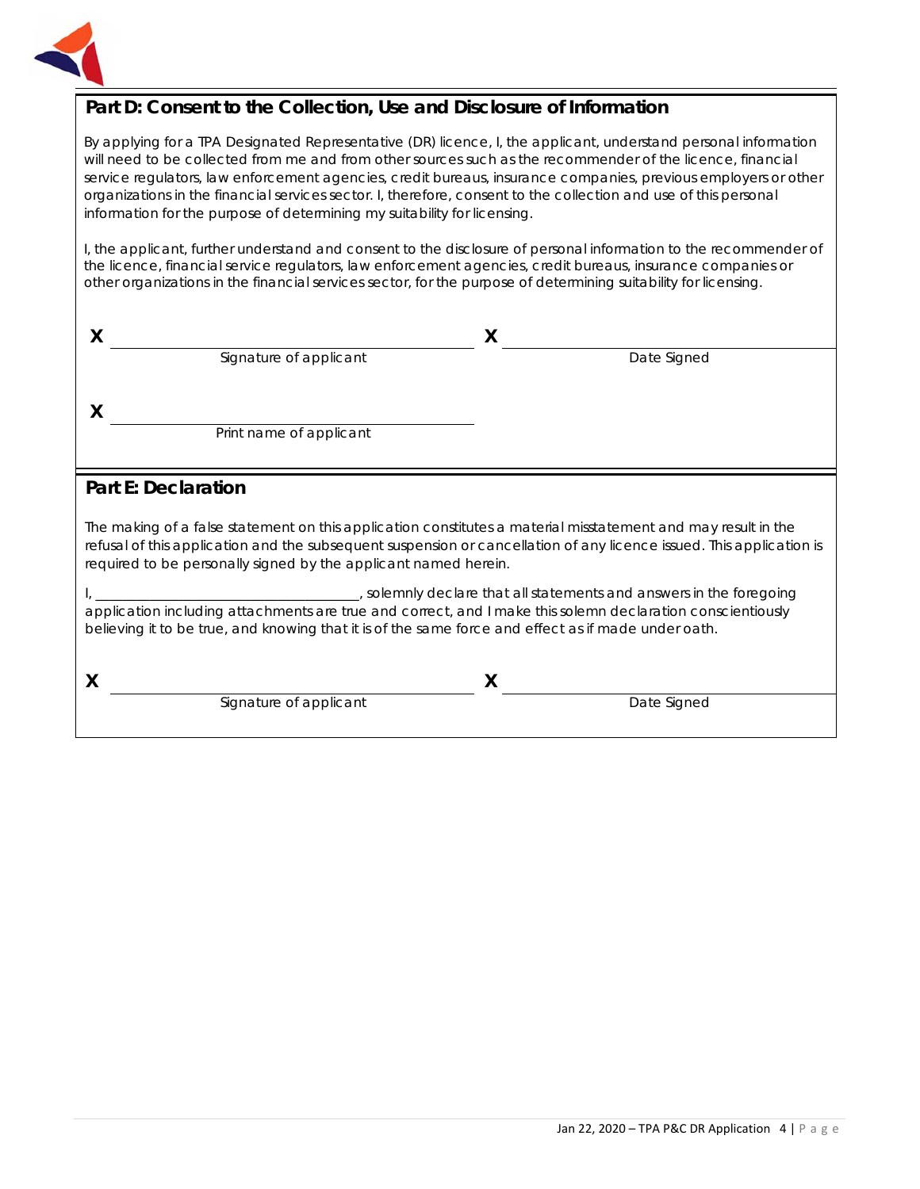## Part D: Consent to the Collection, Use and Disclosure of Information

By applying for a TPA Designated Representative (DR) licence, I, the applicant, understand personal information will need to be collected from me and from other sources such as the recommender of the licence, financial service regulators, law enforcement agencies, credit bureaus, insurance companies, previous employers or other organizations in the financial services sector. I, therefore, consent to the collection and use of this personal information for the purpose of determining my suitability for licensing.

I, the applicant, further understand and consent to the disclosure of personal information to the recommender of the licence, financial service regulators, law enforcement agencies, credit bureaus, insurance companies or other organizations in the financial services sector, for the purpose of determining suitability for licensing.

**X** ______________________________ **X** ______________________________

Signature of applicant Date Signed

**X** ______________________________

Print name of applicant

## Part E: Declaration

The making of a false statement on this application constitutes a material misstatement and may result in the refusal of this application and the subsequent suspension or cancellation of any licence issued. This application is required to be personally signed by the applicant named herein.

I, ______________________________, solemnly declare that all statements and answers in the foregoing application including attachments are true and correct, and I make this solemn declaration conscientiously believing it to be true, and knowing that it is of the same force and effect as if made under oath.

**X** ______________________________ **X** ______________________________

Signature of applicant Date Signed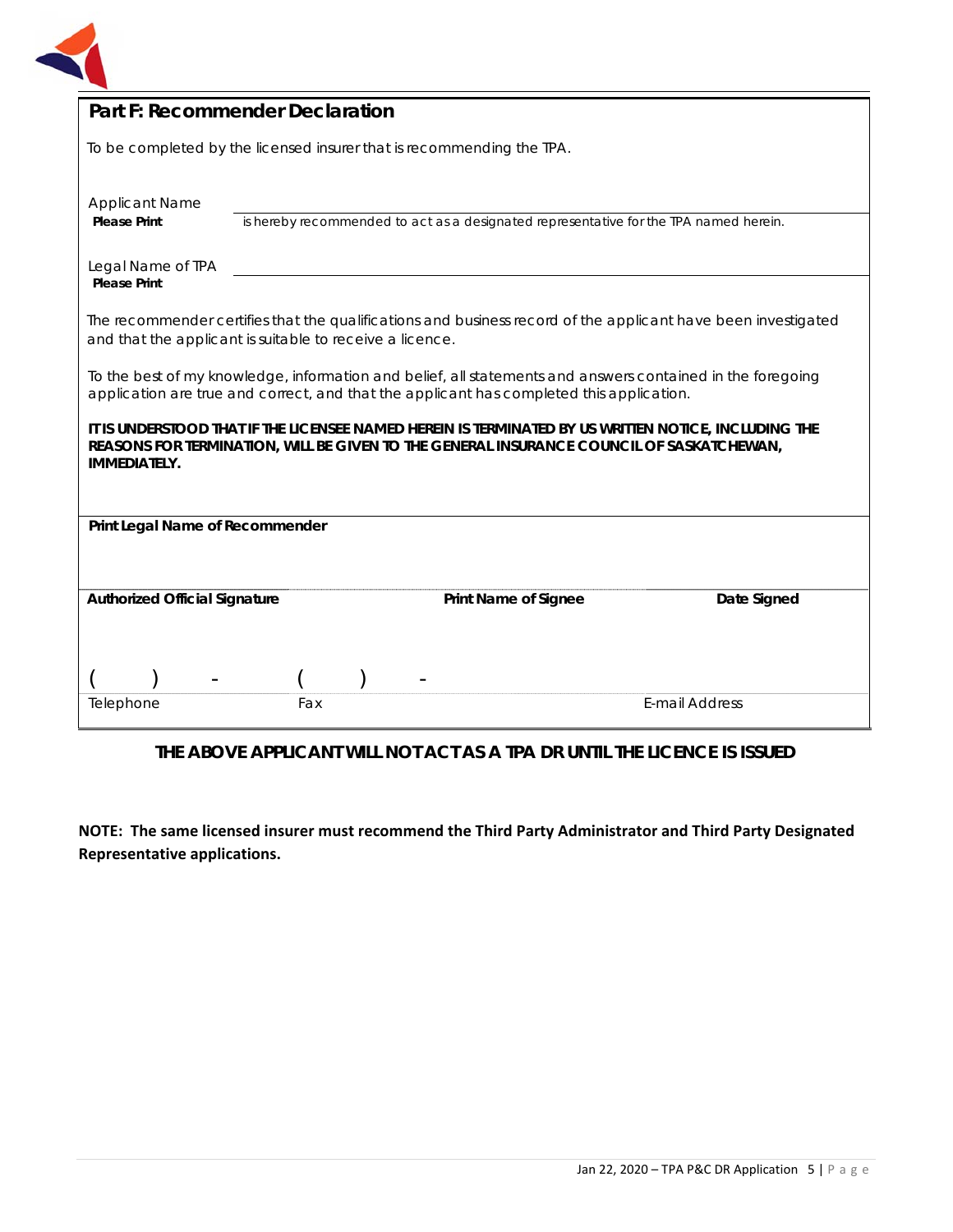## Part F: Recommender Declaration

To be completed by the licensed insurer that is recommending the TPA.

Applicant Name
**Please Print** is hereby recommended to act as a designated representative for the TPA named herein.

Legal Name of TPA
**Please Print**

The recommender certifies that the qualifications and business record of the applicant have been investigated and that the applicant is suitable to receive a licence.

To the best of my knowledge, information and belief, all statements and answers contained in the foregoing application are true and correct, and that the applicant has completed this application.

***IT IS UNDERSTOOD THAT IF THE LICENSEE NAMED HEREIN IS TERMINATED BY US WRITTEN NOTICE, INCLUDING THE REASONS FOR TERMINATION, WILL BE GIVEN TO THE GENERAL INSURANCE COUNCIL OF SASKATCHEWAN, IMMEDIATELY.***

**Print Legal Name of Recommender**

| **Authorized Official Signature** | **Print Name of Signee** | **Date Signed** |
|---|---|---|
| | | |

| ( ) - | ( ) - | |
|---|---|---|
| Telephone | Fax | E-mail Address |

**THE ABOVE APPLICANT WILL NOT ACT AS A TPA DR UNTIL THE LICENCE IS ISSUED**

**NOTE: The same licensed insurer must recommend the Third Party Administrator and Third Party Designated Representative applications.**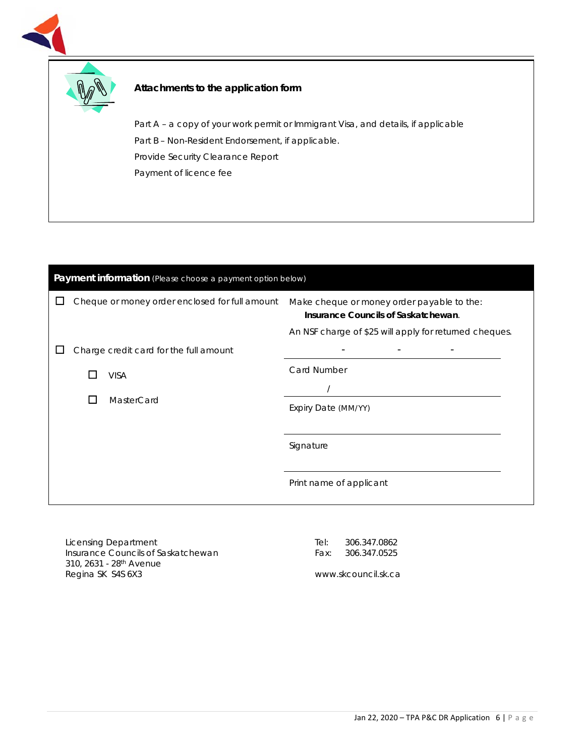## Attachments to the application form

Part A – a copy of your work permit or Immigrant Visa, and details, if applicable

Part B – Non-Resident Endorsement, if applicable.

Provide Security Clearance Report

Payment of licence fee

## Payment information (Please choose a payment option below)

☐ Cheque or money order enclosed for full amount

Make cheque or money order payable to the:
**Insurance Councils of Saskatchewan**.

An NSF charge of $25 will apply for returned cheques.

☐ Charge credit card for the full amount

- ☐ VISA
- ☐ MasterCard

\_\_\_\_\_\_ - \_\_\_\_\_\_ - \_\_\_\_\_\_ - \_\_\_\_\_\_
Card Number

\_\_\_\_ / \_\_\_\_
Expiry Date (MM/YY)

\_\_\_\_\_\_\_\_\_\_\_\_\_\_\_\_\_\_\_\_
Signature

\_\_\_\_\_\_\_\_\_\_\_\_\_\_\_\_\_\_\_\_
Print name of applicant

Licensing Department
Insurance Councils of Saskatchewan
310, 2631 - 28th Avenue
Regina SK S4S 6X3

Tel: 306.347.0862
Fax: 306.347.0525

www.skcouncil.sk.ca